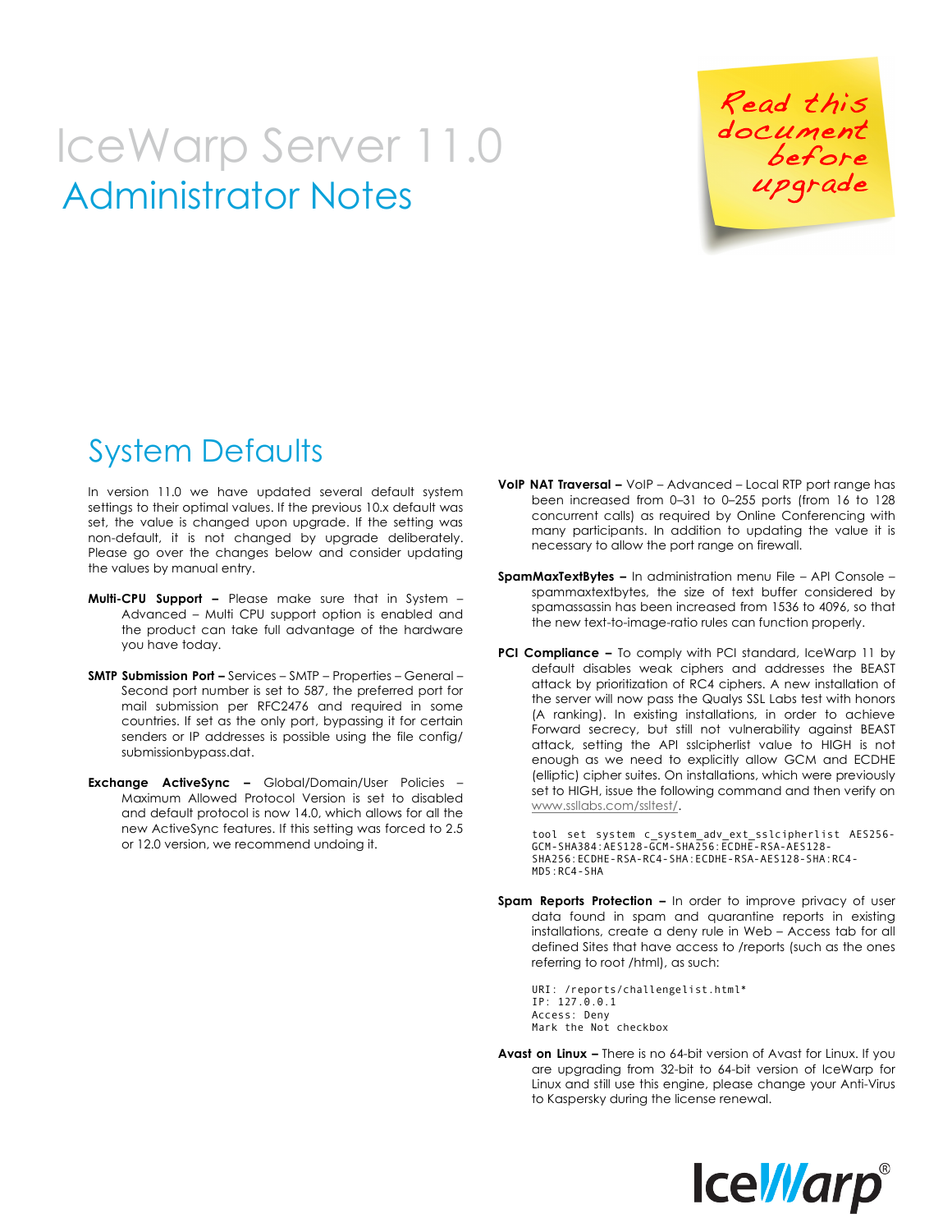# IceWarp Server 11.0

## Administrator Notes

Read this document before upgrade

## System Defaults

In version 11.0 we have updated several default system settings to their optimal values. If the previous 10.x default was set, the value is changed upon upgrade. If the setting was non-default, it is not changed by upgrade deliberately. Please go over the changes below and consider updating the values by manual entry.

**Multi-CPU Support –** Please make sure that in System – Advanced – Multi CPU support option is enabled and the product can take full advantage of the hardware you have today.

**SMTP Submission Port –** Services – SMTP – Properties – General – Second port number is set to 587, the preferred port for mail submission per RFC2476 and required in some countries. If set as the only port, bypassing it for certain senders or IP addresses is possible using the file config/ submissionbypass.dat.

**Exchange ActiveSync –** Global/Domain/User Policies – Maximum Allowed Protocol Version is set to disabled and default protocol is now 14.0, which allows for all the new ActiveSync features. If this setting was forced to 2.5 or 12.0 version, we recommend undoing it.

**VoIP NAT Traversal –** VoIP – Advanced – Local RTP port range has been increased from 0–31 to 0–255 ports (from 16 to 128 concurrent calls) as required by Online Conferencing with many participants. In addition to updating the value it is necessary to allow the port range on firewall.

**SpamMaxTextBytes –** In administration menu File – API Console – spammaxtextbytes, the size of text buffer considered by spamassassin has been increased from 1536 to 4096, so that the new text-to-image-ratio rules can function properly.

**PCI Compliance –** To comply with PCI standard, IceWarp 11 by default disables weak ciphers and addresses the BEAST attack by prioritization of RC4 ciphers. A new installation of the server will now pass the Qualys SSL Labs test with honors (A ranking). In existing installations, in order to achieve Forward secrecy, but still not vulnerability against BEAST attack, setting the API sslcipherlist value to HIGH is not enough as we need to explicitly allow GCM and ECDHE (elliptic) cipher suites. On installations, which were previously set to HIGH, issue the following command and then verify on www.ssllabs.com/ssltest/.

```
tool set system c_system_adv_ext_sslcipherlist AES256-GCM-SHA384:AES128-GCM-SHA256:ECDHE-RSA-AES128-SHA256:ECDHE-RSA-RC4-SHA:ECDHE-RSA-AES128-SHA:RC4-MD5:RC4-SHA
```

**Spam Reports Protection –** In order to improve privacy of user data found in spam and quarantine reports in existing installations, create a deny rule in Web – Access tab for all defined Sites that have access to /reports (such as the ones referring to root /html), as such:

```
URI: /reports/challengelist.html*
IP: 127.0.0.1
Access: Deny
Mark the Not checkbox
```

**Avast on Linux –** There is no 64-bit version of Avast for Linux. If you are upgrading from 32-bit to 64-bit version of IceWarp for Linux and still use this engine, please change your Anti-Virus to Kaspersky during the license renewal.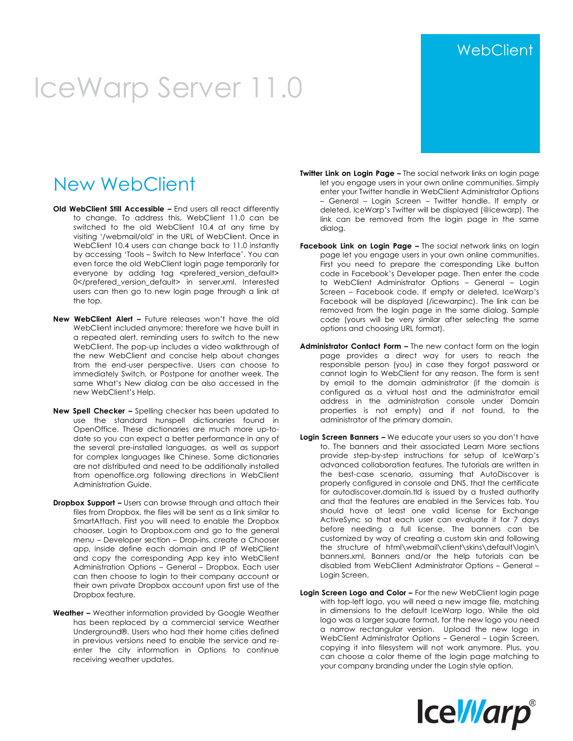# IceWarp Server 11.0

WebClient

## New WebClient

**Old WebClient Still Accessible –** End users all react differently to change. To address this, WebClient 11.0 can be switched to the old WebClient 10.4 at any time by visiting '/webmail/old' in the URL of WebClient. Once in WebClient 10.4 users can change back to 11.0 instantly by accessing 'Tools – Switch to New Interface'. You can even force the old WebClient login page temporarily for everyone by adding tag <prefered_version_default> 0</prefered_version_default> in server.xml. Interested users can then go to new login page through a link at the top.

**New WebClient Alert –** Future releases won't have the old WebClient included anymore; therefore we have built in a repeated alert, reminding users to switch to the new WebClient. The pop-up includes a video walkthrough of the new WebClient and concise help about changes from the end-user perspective. Users can choose to immediately Switch, or Postpone for another week. The same What's New dialog can be also accessed in the new WebClient's Help.

**New Spell Checker –** Spelling checker has been updated to use the standard hunspell dictionaries found in OpenOffice. These dictionaries are much more up-to-date so you can expect a better performance in any of the several pre-installed languages, as well as support for complex languages like Chinese. Some dictionaries are not distributed and need to be additionally installed from openoffice.org following directions in WebClient Administration Guide.

**Dropbox Support –** Users can browse through and attach their files from Dropbox, the files will be sent as a link similar to SmartAttach. First you will need to enable the Dropbox chooser. Login to Dropbox.com and go to the general menu – Developer section – Drop-ins, create a Chooser app, inside define each domain and IP of WebClient and copy the corresponding App key into WebClient Administration Options – General – Dropbox. Each user can then choose to login to their company account or their own private Dropbox account upon first use of the Dropbox feature.

**Weather –** Weather information provided by Google Weather has been replaced by a commercial service Weather Underground®. Users who had their home cities defined in previous versions need to enable the service and re-enter the city information in Options to continue receiving weather updates.

**Twitter Link on Login Page –** The social network links on login page let you engage users in your own online communities. Simply enter your Twitter handle in WebClient Administrator Options – General – Login Screen – Twitter handle. If empty or deleted, IceWarp's Twitter will be displayed (@icewarp). The link can be removed from the login page in the same dialog.

**Facebook Link on Login Page –** The social network links on login page let you engage users in your own online communities. First you need to prepare the corresponding Like button code in Facebook's Developer page. Then enter the code to WebClient Administrator Options – General – Login Screen – Facebook code. If empty or deleted, IceWarp's Facebook will be displayed (/icewarpinc). The link can be removed from the login page in the same dialog. Sample code (yours will be very similar after selecting the same options and choosing URL format).

**Administrator Contact Form –** The new contact form on the login page provides a direct way for users to reach the responsible person (you) in case they forgot password or cannot login to WebClient for any reason. The form is sent by email to the domain administrator (if the domain is configured as a virtual host and the administrator email address in the administration console under Domain properties is not empty) and if not found, to the administrator of the primary domain.

**Login Screen Banners –** We educate your users so you don't have to. The banners and their associated Learn More sections provide step-by-step instructions for setup of IceWarp's advanced collaboration features. The tutorials are written in the best-case scenario, assuming that AutoDiscover is properly configured in console and DNS, that the certificate for autodiscover.domain.tld is issued by a trusted authority and that the features are enabled in the Services tab. You should have at least one valid license for Exchange ActiveSync so that each user can evaluate it for 7 days before needing a full license. The banners can be customized by way of creating a custom skin and following the structure of html\webmail\client\skins\default\login\banners.xml. Banners and/or the help tutorials can be disabled from WebClient Administrator Options – General – Login Screen.

**Login Screen Logo and Color –** For the new WebClient login page with top-left logo, you will need a new image file, matching in dimensions to the default IceWarp logo. While the old logo was a larger square format, for the new logo you need a narrow rectangular version. Upload the new logo in WebClient Administrator Options – General – Login Screen, copying it into filesystem will not work anymore. Plus, you can choose a color theme of the login page matching to your company branding under the Login style option.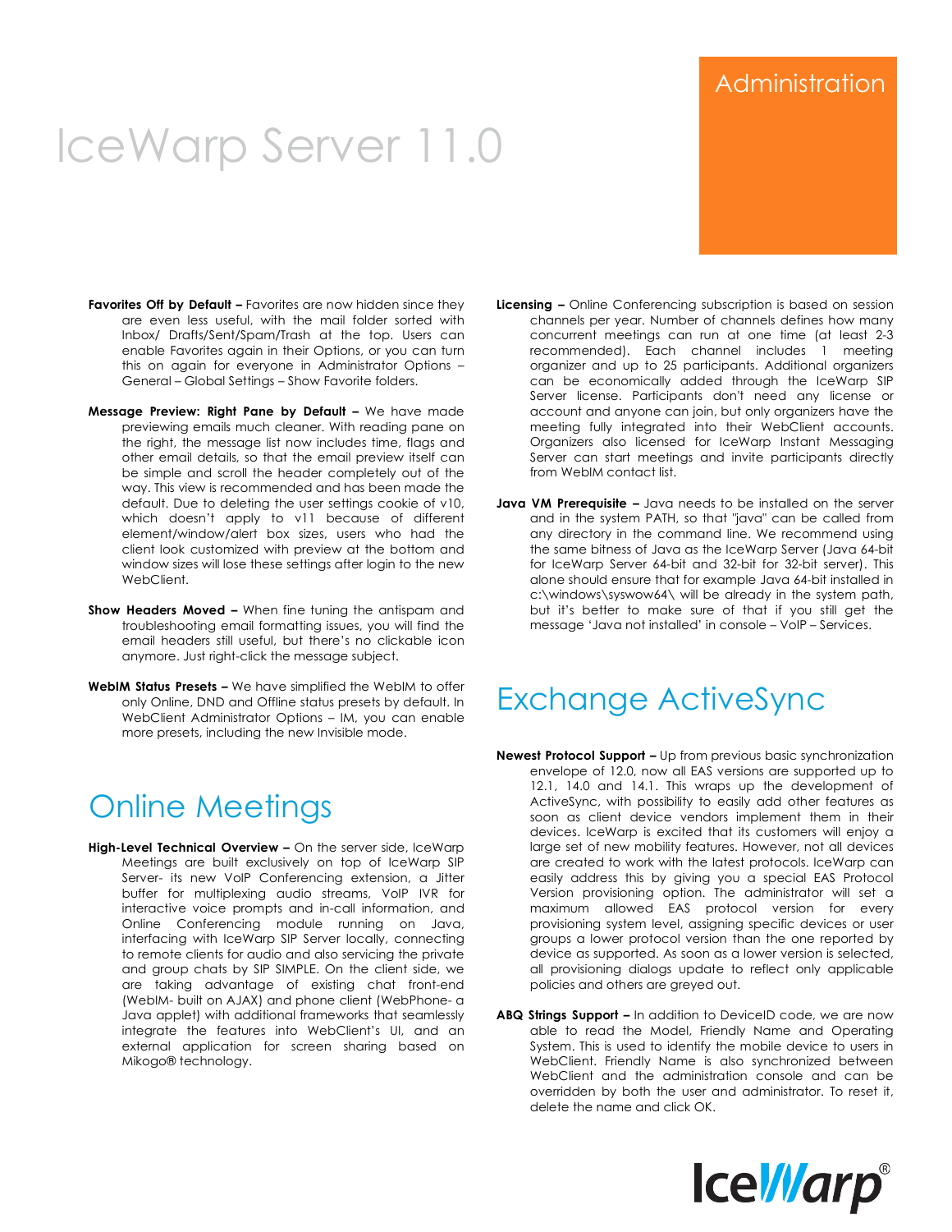**Favorites Off by Default –** Favorites are now hidden since they are even less useful, with the mail folder sorted with Inbox/ Drafts/Sent/Spam/Trash at the top. Users can enable Favorites again in their Options, or you can turn this on again for everyone in Administrator Options – General – Global Settings – Show Favorite folders.

**Message Preview: Right Pane by Default –** We have made previewing emails much cleaner. With reading pane on the right, the message list now includes time, flags and other email details, so that the email preview itself can be simple and scroll the header completely out of the way. This view is recommended and has been made the default. Due to deleting the user settings cookie of v10, which doesn't apply to v11 because of different element/window/alert box sizes, users who had the client look customized with preview at the bottom and window sizes will lose these settings after login to the new WebClient.

**Show Headers Moved –** When fine tuning the antispam and troubleshooting email formatting issues, you will find the email headers still useful, but there's no clickable icon anymore. Just right-click the message subject.

**WebIM Status Presets –** We have simplified the WebIM to offer only Online, DND and Offline status presets by default. In WebClient Administrator Options – IM, you can enable more presets, including the new Invisible mode.

## Online Meetings

**High-Level Technical Overview –** On the server side, IceWarp Meetings are built exclusively on top of IceWarp SIP Server- its new VoIP Conferencing extension, a Jitter buffer for multiplexing audio streams, VoIP IVR for interactive voice prompts and in-call information, and Online Conferencing module running on Java, interfacing with IceWarp SIP Server locally, connecting to remote clients for audio and also servicing the private and group chats by SIP SIMPLE. On the client side, we are taking advantage of existing chat front-end (WebIM- built on AJAX) and phone client (WebPhone- a Java applet) with additional frameworks that seamlessly integrate the features into WebClient's UI, and an external application for screen sharing based on Mikogo® technology.

**Licensing –** Online Conferencing subscription is based on session channels per year. Number of channels defines how many concurrent meetings can run at one time (at least 2-3 recommended). Each channel includes 1 meeting organizer and up to 25 participants. Additional organizers can be economically added through the IceWarp SIP Server license. Participants don't need any license or account and anyone can join, but only organizers have the meeting fully integrated into their WebClient accounts. Organizers also licensed for IceWarp Instant Messaging Server can start meetings and invite participants directly from WebIM contact list.

**Java VM Prerequisite –** Java needs to be installed on the server and in the system PATH, so that "java" can be called from any directory in the command line. We recommend using the same bitness of Java as the IceWarp Server (Java 64-bit for IceWarp Server 64-bit and 32-bit for 32-bit server). This alone should ensure that for example Java 64-bit installed in c:\windows\syswow64\ will be already in the system path, but it's better to make sure of that if you still get the message 'Java not installed' in console – VoIP – Services.

## Exchange ActiveSync

**Newest Protocol Support –** Up from previous basic synchronization envelope of 12.0, now all EAS versions are supported up to 12.1, 14.0 and 14.1. This wraps up the development of ActiveSync, with possibility to easily add other features as soon as client device vendors implement them in their devices. IceWarp is excited that its customers will enjoy a large set of new mobility features. However, not all devices are created to work with the latest protocols. IceWarp can easily address this by giving you a special EAS Protocol Version provisioning option. The administrator will set a maximum allowed EAS protocol version for every provisioning system level, assigning specific devices or user groups a lower protocol version than the one reported by device as supported. As soon as a lower version is selected, all provisioning dialogs update to reflect only applicable policies and others are greyed out.

**ABQ Strings Support –** In addition to DeviceID code, we are now able to read the Model, Friendly Name and Operating System. This is used to identify the mobile device to users in WebClient. Friendly Name is also synchronized between WebClient and the administration console and can be overridden by both the user and administrator. To reset it, delete the name and click OK.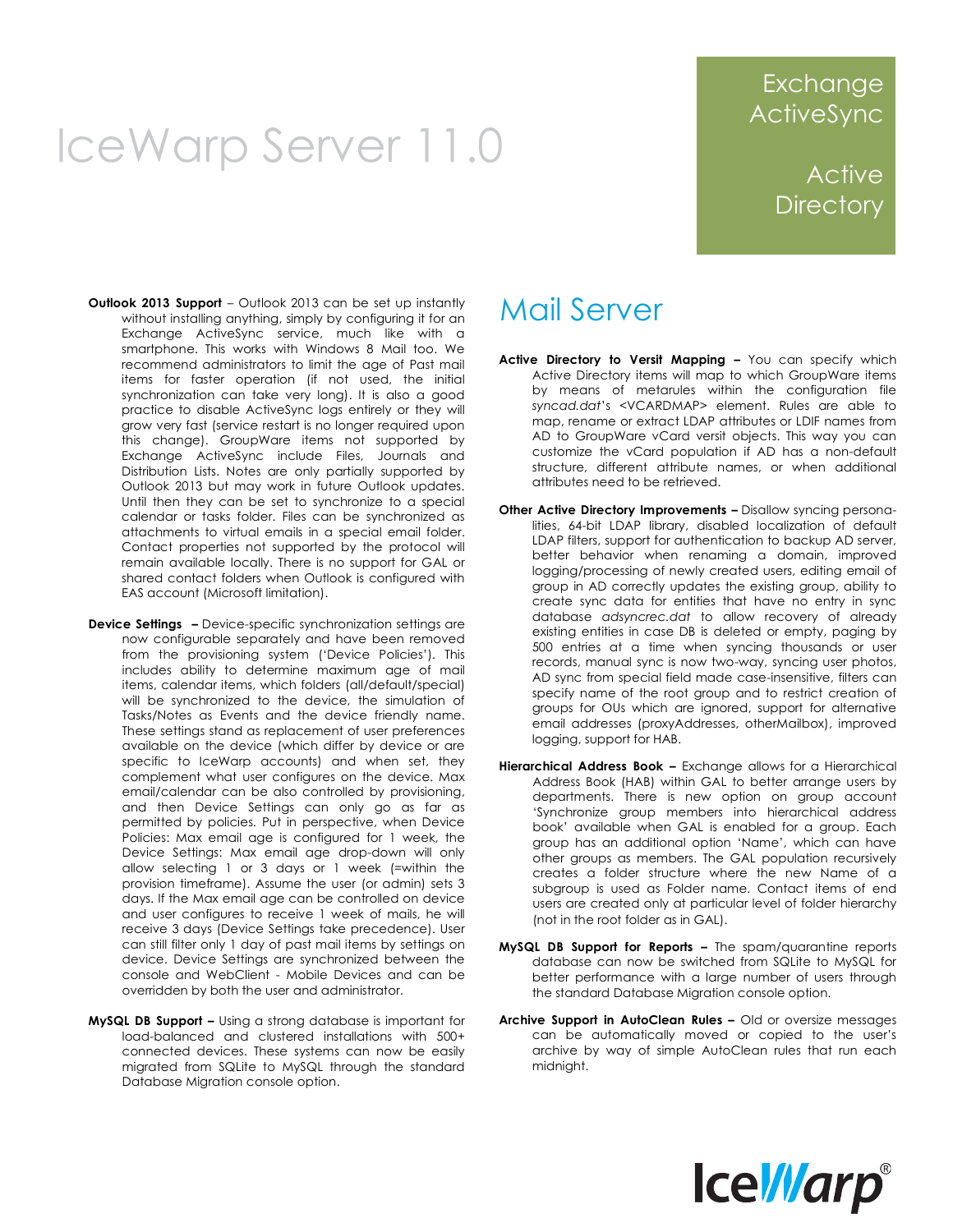# IceWarp Server 11.0

Exchange ActiveSync

Active Directory

**Outlook 2013 Support** – Outlook 2013 can be set up instantly without installing anything, simply by configuring it for an Exchange ActiveSync service, much like with a smartphone. This works with Windows 8 Mail too. We recommend administrators to limit the age of Past mail items for faster operation (if not used, the initial synchronization can take very long). It is also a good practice to disable ActiveSync logs entirely or they will grow very fast (service restart is no longer required upon this change). GroupWare items not supported by Exchange ActiveSync include Files, Journals and Distribution Lists. Notes are only partially supported by Outlook 2013 but may work in future Outlook updates. Until then they can be set to synchronize to a special calendar or tasks folder. Files can be synchronized as attachments to virtual emails in a special email folder. Contact properties not supported by the protocol will remain available locally. There is no support for GAL or shared contact folders when Outlook is configured with EAS account (Microsoft limitation).

**Device Settings** – Device-specific synchronization settings are now configurable separately and have been removed from the provisioning system ('Device Policies'). This includes ability to determine maximum age of mail items, calendar items, which folders (all/default/special) will be synchronized to the device, the simulation of Tasks/Notes as Events and the device friendly name. These settings stand as replacement of user preferences available on the device (which differ by device or are specific to IceWarp accounts) and when set, they complement what user configures on the device. Max email/calendar can be also controlled by provisioning, and then Device Settings can only go as far as permitted by policies. Put in perspective, when Device Policies: Max email age is configured for 1 week, the Device Settings: Max email age drop-down will only allow selecting 1 or 3 days or 1 week (=within the provision timeframe). Assume the user (or admin) sets 3 days. If the Max email age can be controlled on device and user configures to receive 1 week of mails, he will receive 3 days (Device Settings take precedence). User can still filter only 1 day of past mail items by settings on device. Device Settings are synchronized between the console and WebClient - Mobile Devices and can be overridden by both the user and administrator.

**MySQL DB Support** – Using a strong database is important for load-balanced and clustered installations with 500+ connected devices. These systems can now be easily migrated from SQLite to MySQL through the standard Database Migration console option.

## Mail Server

**Active Directory to Versit Mapping** – You can specify which Active Directory items will map to which GroupWare items by means of metarules within the configuration file *syncad.dat*'s <VCARDMAP> element. Rules are able to map, rename or extract LDAP attributes or LDIF names from AD to GroupWare vCard versit objects. This way you can customize the vCard population if AD has a non-default structure, different attribute names, or when additional attributes need to be retrieved.

**Other Active Directory Improvements** – Disallow syncing personalities, 64-bit LDAP library, disabled localization of default LDAP filters, support for authentication to backup AD server, better behavior when renaming a domain, improved logging/processing of newly created users, editing email of group in AD correctly updates the existing group, ability to create sync data for entities that have no entry in sync database *adsyncrec.dat* to allow recovery of already existing entities in case DB is deleted or empty, paging by 500 entries at a time when syncing thousands or user records, manual sync is now two-way, syncing user photos, AD sync from special field made case-insensitive, filters can specify name of the root group and to restrict creation of groups for OUs which are ignored, support for alternative email addresses (proxyAddresses, otherMailbox), improved logging, support for HAB.

**Hierarchical Address Book** – Exchange allows for a Hierarchical Address Book (HAB) within GAL to better arrange users by departments. There is new option on group account 'Synchronize group members into hierarchical address book' available when GAL is enabled for a group. Each group has an additional option 'Name', which can have other groups as members. The GAL population recursively creates a folder structure where the new Name of a subgroup is used as Folder name. Contact items of end users are created only at particular level of folder hierarchy (not in the root folder as in GAL).

**MySQL DB Support for Reports** – The spam/quarantine reports database can now be switched from SQLite to MySQL for better performance with a large number of users through the standard Database Migration console option.

**Archive Support in AutoClean Rules** – Old or oversize messages can be automatically moved or copied to the user's archive by way of simple AutoClean rules that run each midnight.

IceWarp®